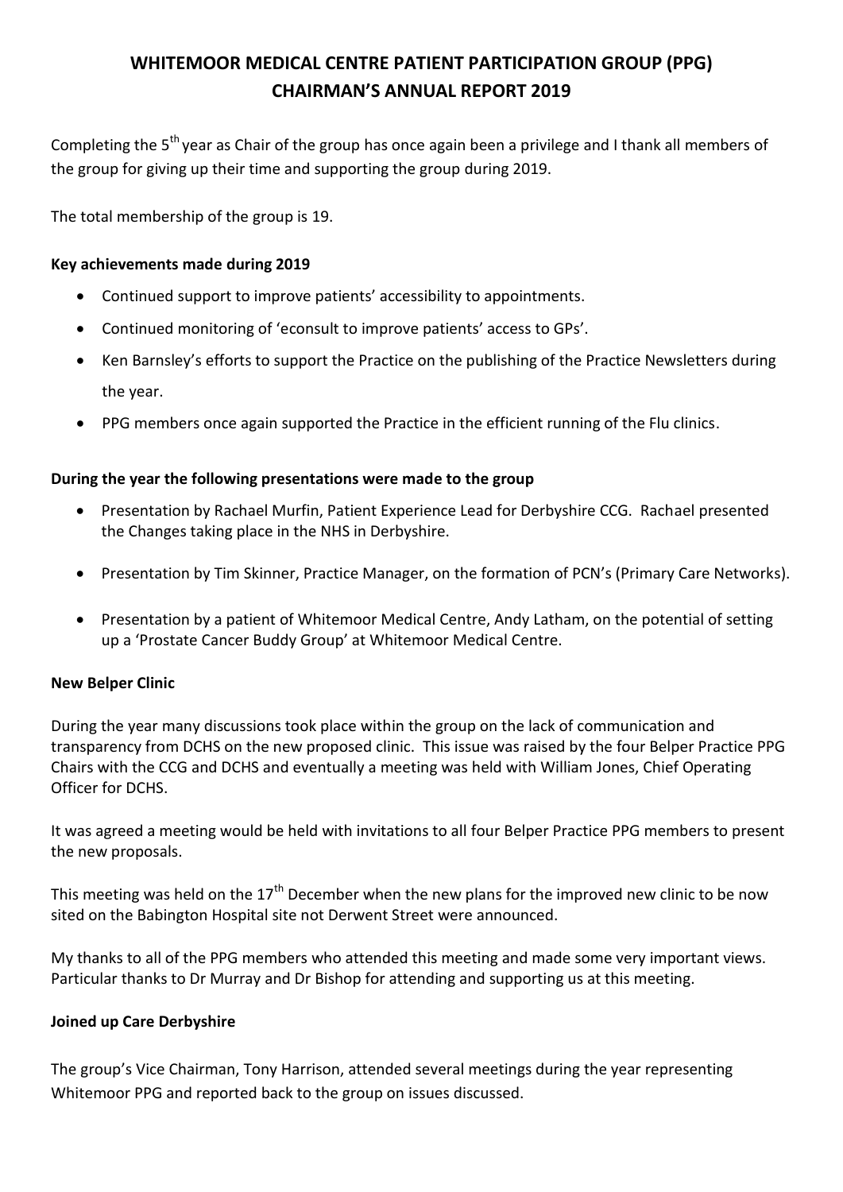# WHITEMOOR MEDICAL CENTRE PATIENT PARTICIPATION GROUP (PPG) CHAIRMAN'S ANNUAL REPORT 2019

Completing the 5th year as Chair of the group has once again been a privilege and I thank all members of the group for giving up their time and supporting the group during 2019.

The total membership of the group is 19.

**Key achievements made during 2019**

- Continued support to improve patients' accessibility to appointments.
- Continued monitoring of 'econsult to improve patients' access to GPs'.
- Ken Barnsley's efforts to support the Practice on the publishing of the Practice Newsletters during the year.
- PPG members once again supported the Practice in the efficient running of the Flu clinics.

**During the year the following presentations were made to the group**

- Presentation by Rachael Murfin, Patient Experience Lead for Derbyshire CCG. Rachael presented the Changes taking place in the NHS in Derbyshire.
- Presentation by Tim Skinner, Practice Manager, on the formation of PCN's (Primary Care Networks).
- Presentation by a patient of Whitemoor Medical Centre, Andy Latham, on the potential of setting up a 'Prostate Cancer Buddy Group' at Whitemoor Medical Centre.

**New Belper Clinic**

During the year many discussions took place within the group on the lack of communication and transparency from DCHS on the new proposed clinic. This issue was raised by the four Belper Practice PPG Chairs with the CCG and DCHS and eventually a meeting was held with William Jones, Chief Operating Officer for DCHS.

It was agreed a meeting would be held with invitations to all four Belper Practice PPG members to present the new proposals.

This meeting was held on the 17th December when the new plans for the improved new clinic to be now sited on the Babington Hospital site not Derwent Street were announced.

My thanks to all of the PPG members who attended this meeting and made some very important views. Particular thanks to Dr Murray and Dr Bishop for attending and supporting us at this meeting.

**Joined up Care Derbyshire**

The group's Vice Chairman, Tony Harrison, attended several meetings during the year representing Whitemoor PPG and reported back to the group on issues discussed.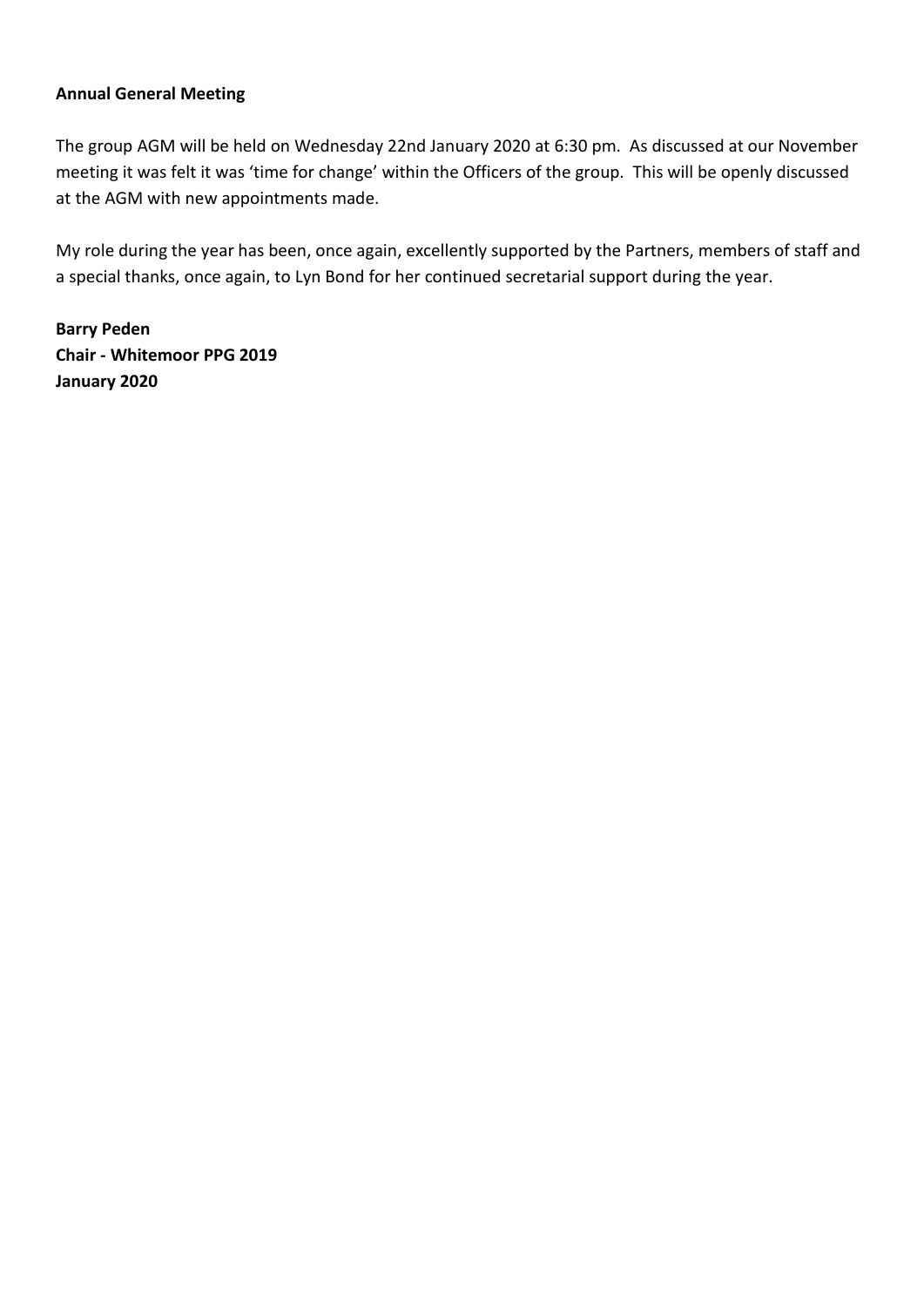**Annual General Meeting**

The group AGM will be held on Wednesday 22nd January 2020 at 6:30 pm. As discussed at our November meeting it was felt it was 'time for change' within the Officers of the group. This will be openly discussed at the AGM with new appointments made.

My role during the year has been, once again, excellently supported by the Partners, members of staff and a special thanks, once again, to Lyn Bond for her continued secretarial support during the year.

**Barry Peden**
**Chair - Whitemoor PPG 2019**
**January 2020**